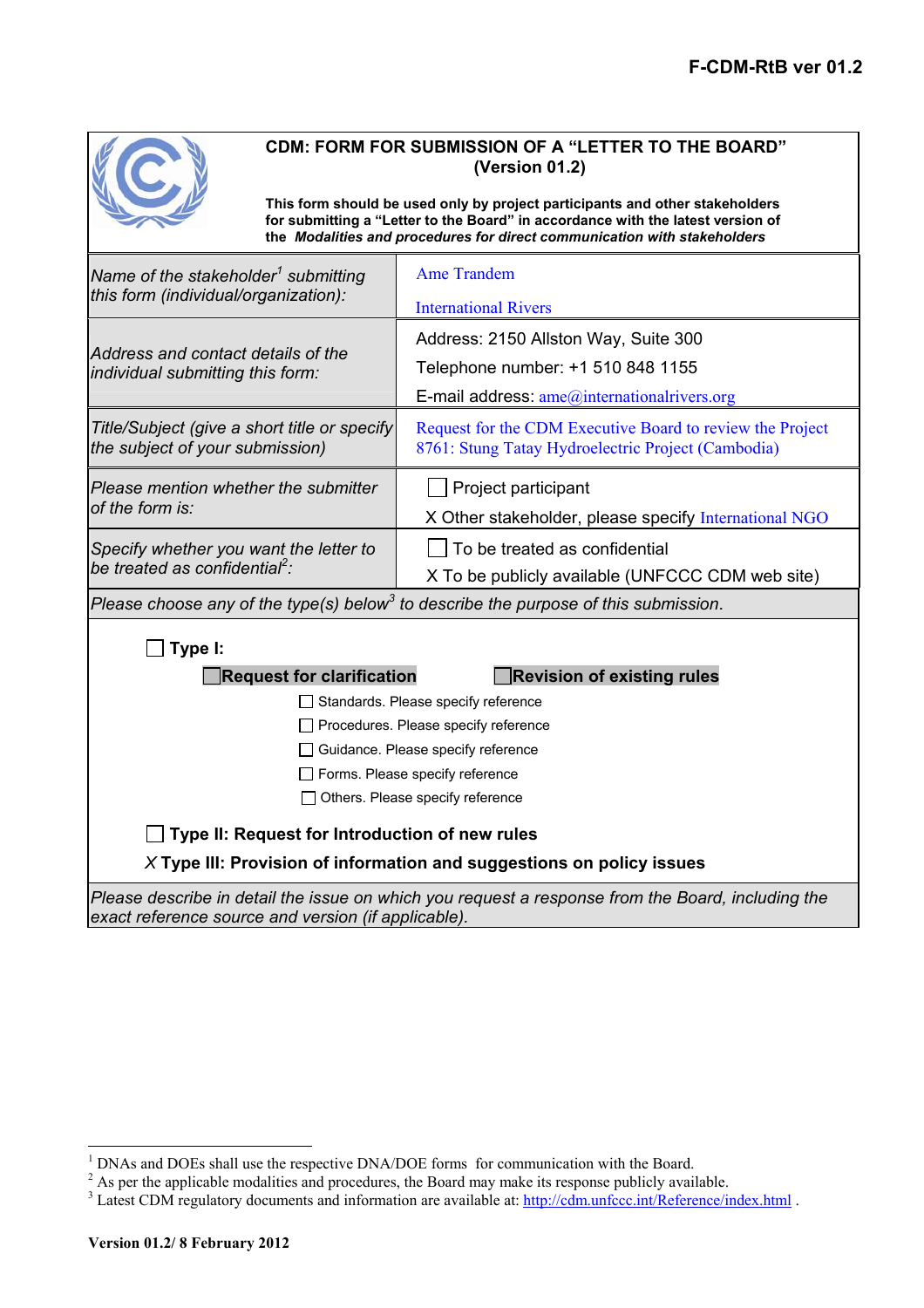**F-CDM-RtB ver 01.2**

| **CDM: FORM FOR SUBMISSION OF A "LETTER TO THE BOARD" (Version 01.2)**<br><br>**This form should be used only by project participants and other stakeholders for submitting a "Letter to the Board" in accordance with the latest version of the *Modalities and procedures for direct communication with stakeholders*** | |
|---|---|
| *Name of the stakeholder[1] submitting this form (individual/organization):* | Ame Trandem<br><br>International Rivers |
| *Address and contact details of the individual submitting this form:* | Address: 2150 Allston Way, Suite 300<br>Telephone number: +1 510 848 1155<br>E-mail address: ame@internationalrivers.org |
| *Title/Subject (give a short title or specify the subject of your submission)* | Request for the CDM Executive Board to review the Project 8761: Stung Tatay Hydroelectric Project (Cambodia) |
| *Please mention whether the submitter of the form is:* | ☐ Project participant<br>X Other stakeholder, please specify International NGO |
| *Specify whether you want the letter to be treated as confidential[2]:* | ☐ To be treated as confidential<br>X To be publicly available (UNFCCC CDM web site) |

*Please choose any of the type(s) below[3] to describe the purpose of this submission.*

☐ **Type I:**

☐ **Request for clarification** ☐ **Revision of existing rules**

- ☐ Standards. Please specify reference
- ☐ Procedures. Please specify reference
- ☐ Guidance. Please specify reference
- ☐ Forms. Please specify reference
- ☐ Others. Please specify reference

☐ **Type II: Request for Introduction of new rules**

*X* **Type III: Provision of information and suggestions on policy issues**

*Please describe in detail the issue on which you request a response from the Board, including the exact reference source and version (if applicable).*

---

[1] DNAs and DOEs shall use the respective DNA/DOE forms for communication with the Board.

[2] As per the applicable modalities and procedures, the Board may make its response publicly available.

[3] Latest CDM regulatory documents and information are available at: http://cdm.unfccc.int/Reference/index.html .

**Version 01.2/ 8 February 2012**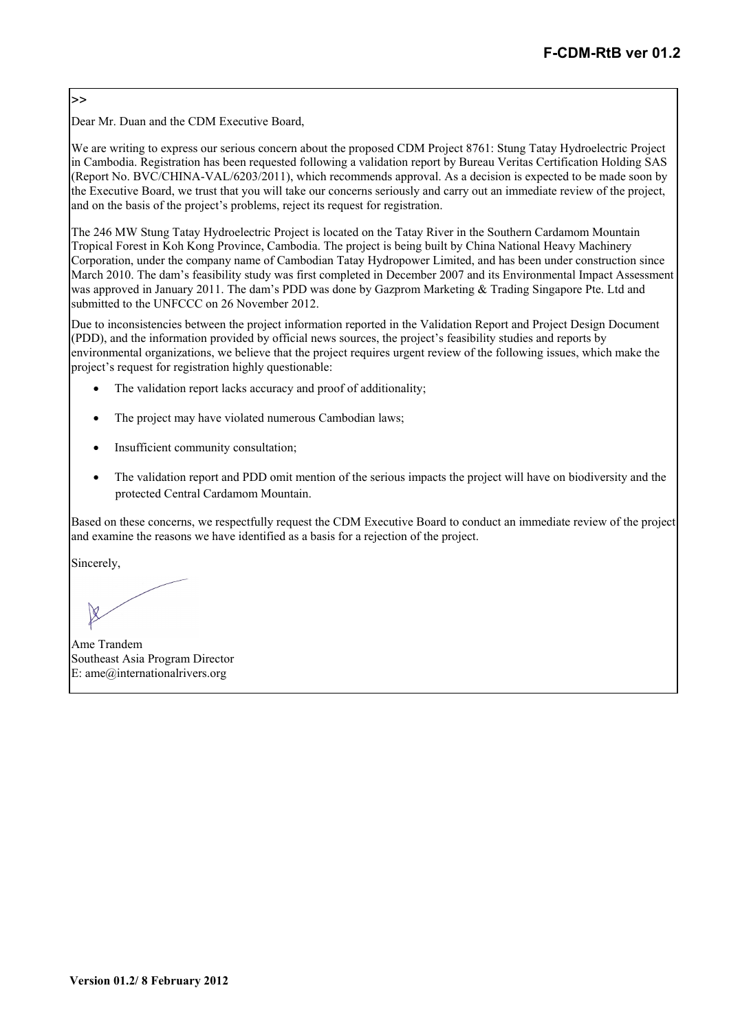>>

Dear Mr. Duan and the CDM Executive Board,

We are writing to express our serious concern about the proposed CDM Project 8761: Stung Tatay Hydroelectric Project in Cambodia. Registration has been requested following a validation report by Bureau Veritas Certification Holding SAS (Report No. BVC/CHINA-VAL/6203/2011), which recommends approval. As a decision is expected to be made soon by the Executive Board, we trust that you will take our concerns seriously and carry out an immediate review of the project, and on the basis of the project's problems, reject its request for registration.

The 246 MW Stung Tatay Hydroelectric Project is located on the Tatay River in the Southern Cardamom Mountain Tropical Forest in Koh Kong Province, Cambodia. The project is being built by China National Heavy Machinery Corporation, under the company name of Cambodian Tatay Hydropower Limited, and has been under construction since March 2010. The dam's feasibility study was first completed in December 2007 and its Environmental Impact Assessment was approved in January 2011. The dam's PDD was done by Gazprom Marketing & Trading Singapore Pte. Ltd and submitted to the UNFCCC on 26 November 2012.

Due to inconsistencies between the project information reported in the Validation Report and Project Design Document (PDD), and the information provided by official news sources, the project's feasibility studies and reports by environmental organizations, we believe that the project requires urgent review of the following issues, which make the project's request for registration highly questionable:

- The validation report lacks accuracy and proof of additionality;
- The project may have violated numerous Cambodian laws;
- Insufficient community consultation;
- The validation report and PDD omit mention of the serious impacts the project will have on biodiversity and the protected Central Cardamom Mountain.

Based on these concerns, we respectfully request the CDM Executive Board to conduct an immediate review of the project and examine the reasons we have identified as a basis for a rejection of the project.

Sincerely,

Ame Trandem
Southeast Asia Program Director
E: ame@internationalrivers.org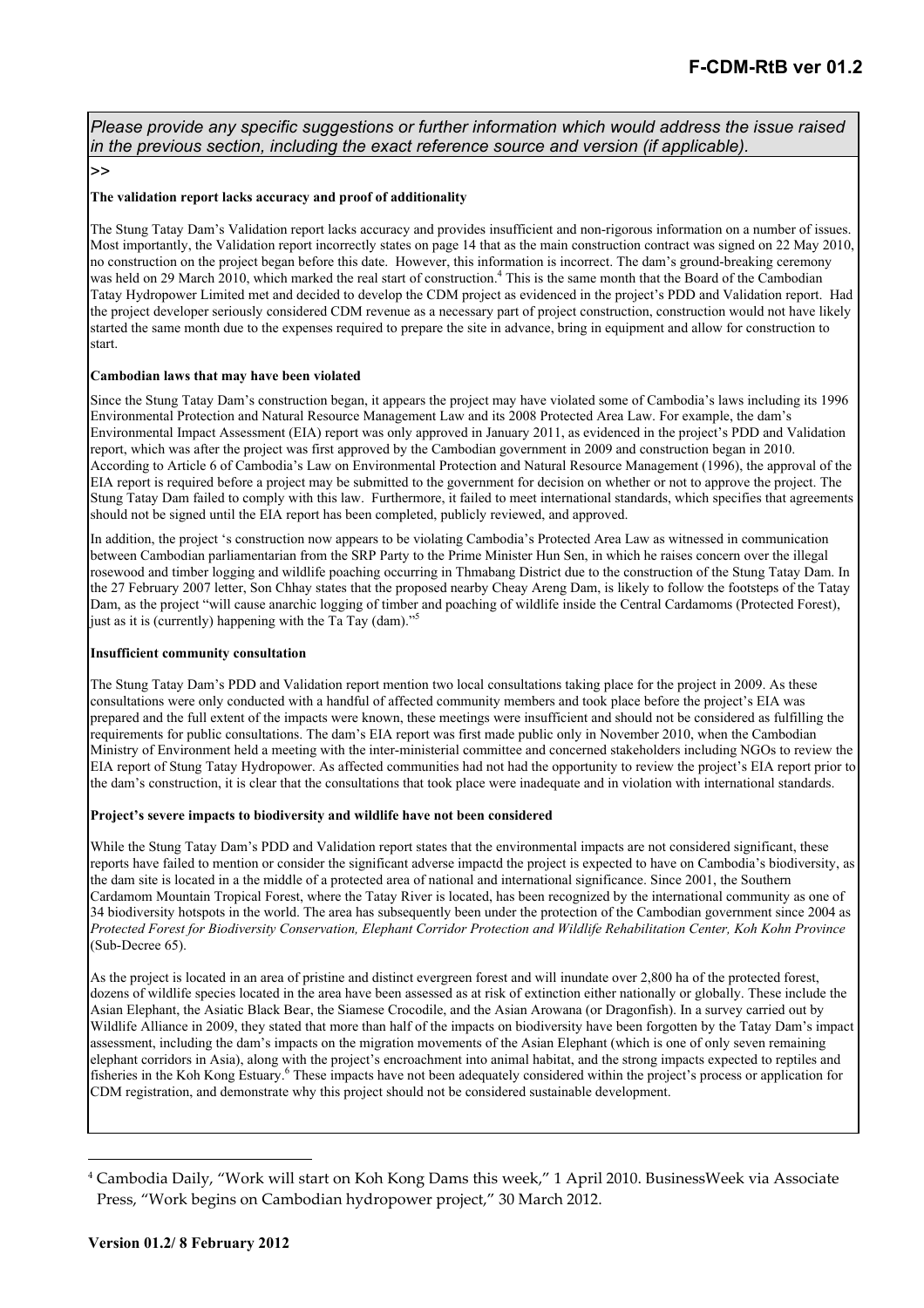*Please provide any specific suggestions or further information which would address the issue raised in the previous section, including the exact reference source and version (if applicable).*

>>

**The validation report lacks accuracy and proof of additionality**

The Stung Tatay Dam's Validation report lacks accuracy and provides insufficient and non-rigorous information on a number of issues. Most importantly, the Validation report incorrectly states on page 14 that as the main construction contract was signed on 22 May 2010, no construction on the project began before this date. However, this information is incorrect. The dam's ground-breaking ceremony was held on 29 March 2010, which marked the real start of construction.[4] This is the same month that the Board of the Cambodian Tatay Hydropower Limited met and decided to develop the CDM project as evidenced in the project's PDD and Validation report. Had the project developer seriously considered CDM revenue as a necessary part of project construction, construction would not have likely started the same month due to the expenses required to prepare the site in advance, bring in equipment and allow for construction to start.

**Cambodian laws that may have been violated**

Since the Stung Tatay Dam's construction began, it appears the project may have violated some of Cambodia's laws including its 1996 Environmental Protection and Natural Resource Management Law and its 2008 Protected Area Law. For example, the dam's Environmental Impact Assessment (EIA) report was only approved in January 2011, as evidenced in the project's PDD and Validation report, which was after the project was first approved by the Cambodian government in 2009 and construction began in 2010. According to Article 6 of Cambodia's Law on Environmental Protection and Natural Resource Management (1996), the approval of the EIA report is required before a project may be submitted to the government for decision on whether or not to approve the project. The Stung Tatay Dam failed to comply with this law. Furthermore, it failed to meet international standards, which specifies that agreements should not be signed until the EIA report has been completed, publicly reviewed, and approved.

In addition, the project 's construction now appears to be violating Cambodia's Protected Area Law as witnessed in communication between Cambodian parliamentarian from the SRP Party to the Prime Minister Hun Sen, in which he raises concern over the illegal rosewood and timber logging and wildlife poaching occurring in Thmabang District due to the construction of the Stung Tatay Dam. In the 27 February 2007 letter, Son Chhay states that the proposed nearby Cheay Areng Dam, is likely to follow the footsteps of the Tatay Dam, as the project "will cause anarchic logging of timber and poaching of wildlife inside the Central Cardamoms (Protected Forest), just as it is (currently) happening with the Ta Tay (dam)."[5]

**Insufficient community consultation**

The Stung Tatay Dam's PDD and Validation report mention two local consultations taking place for the project in 2009. As these consultations were only conducted with a handful of affected community members and took place before the project's EIA was prepared and the full extent of the impacts were known, these meetings were insufficient and should not be considered as fulfilling the requirements for public consultations. The dam's EIA report was first made public only in November 2010, when the Cambodian Ministry of Environment held a meeting with the inter-ministerial committee and concerned stakeholders including NGOs to review the EIA report of Stung Tatay Hydropower. As affected communities had not had the opportunity to review the project's EIA report prior to the dam's construction, it is clear that the consultations that took place were inadequate and in violation with international standards.

**Project's severe impacts to biodiversity and wildlife have not been considered**

While the Stung Tatay Dam's PDD and Validation report states that the environmental impacts are not considered significant, these reports have failed to mention or consider the significant adverse impactd the project is expected to have on Cambodia's biodiversity, as the dam site is located in a the middle of a protected area of national and international significance. Since 2001, the Southern Cardamom Mountain Tropical Forest, where the Tatay River is located, has been recognized by the international community as one of 34 biodiversity hotspots in the world. The area has subsequently been under the protection of the Cambodian government since 2004 as *Protected Forest for Biodiversity Conservation, Elephant Corridor Protection and Wildlife Rehabilitation Center, Koh Kohn Province* (Sub-Decree 65).

As the project is located in an area of pristine and distinct evergreen forest and will inundate over 2,800 ha of the protected forest, dozens of wildlife species located in the area have been assessed as at risk of extinction either nationally or globally. These include the Asian Elephant, the Asiatic Black Bear, the Siamese Crocodile, and the Asian Arowana (or Dragonfish). In a survey carried out by Wildlife Alliance in 2009, they stated that more than half of the impacts on biodiversity have been forgotten by the Tatay Dam's impact assessment, including the dam's impacts on the migration movements of the Asian Elephant (which is one of only seven remaining elephant corridors in Asia), along with the project's encroachment into animal habitat, and the strong impacts expected to reptiles and fisheries in the Koh Kong Estuary.[6] These impacts have not been adequately considered within the project's process or application for CDM registration, and demonstrate why this project should not be considered sustainable development.

---

[4] Cambodia Daily, "Work will start on Koh Kong Dams this week," 1 April 2010. BusinessWeek via Associate Press, "Work begins on Cambodian hydropower project," 30 March 2012.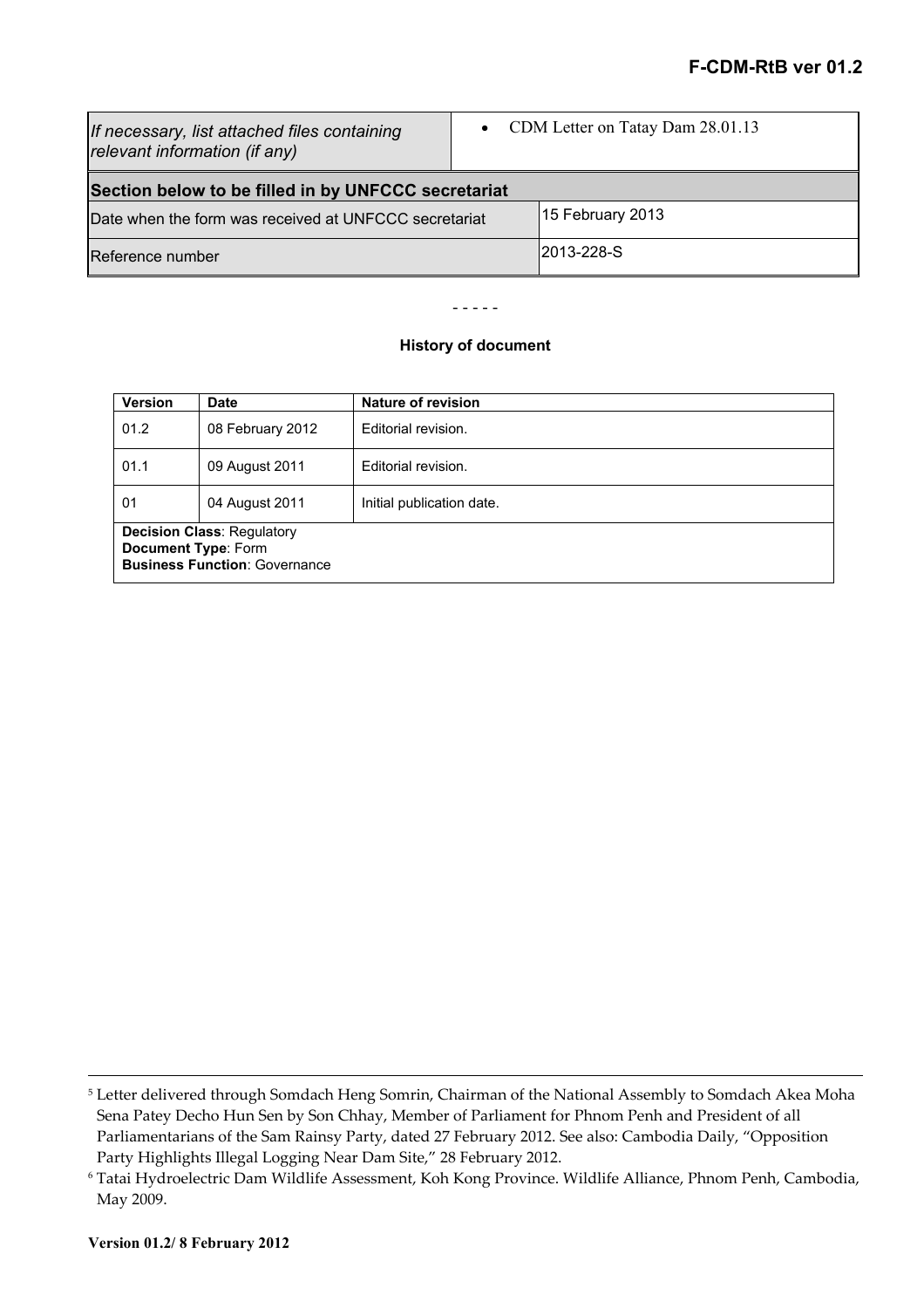| *If necessary, list attached files containing relevant information (if any)* | • CDM Letter on Tatay Dam 28.01.13 |
|---|---|
| **Section below to be filled in by UNFCCC secretariat** | |
| Date when the form was received at UNFCCC secretariat | 15 February 2013 |
| Reference number | 2013-228-S |

\- - - - -

**History of document**

| **Version** | **Date** | **Nature of revision** |
|---|---|---|
| 01.2 | 08 February 2012 | Editorial revision. |
| 01.1 | 09 August 2011 | Editorial revision. |
| 01 | 04 August 2011 | Initial publication date. |
| **Decision Class**: Regulatory<br>**Document Type**: Form<br>**Business Function**: Governance | | |

[5] Letter delivered through Somdach Heng Somrin, Chairman of the National Assembly to Somdach Akea Moha Sena Patey Decho Hun Sen by Son Chhay, Member of Parliament for Phnom Penh and President of all Parliamentarians of the Sam Rainsy Party, dated 27 February 2012. See also: Cambodia Daily, "Opposition Party Highlights Illegal Logging Near Dam Site," 28 February 2012.

[6] Tatai Hydroelectric Dam Wildlife Assessment, Koh Kong Province. Wildlife Alliance, Phnom Penh, Cambodia, May 2009.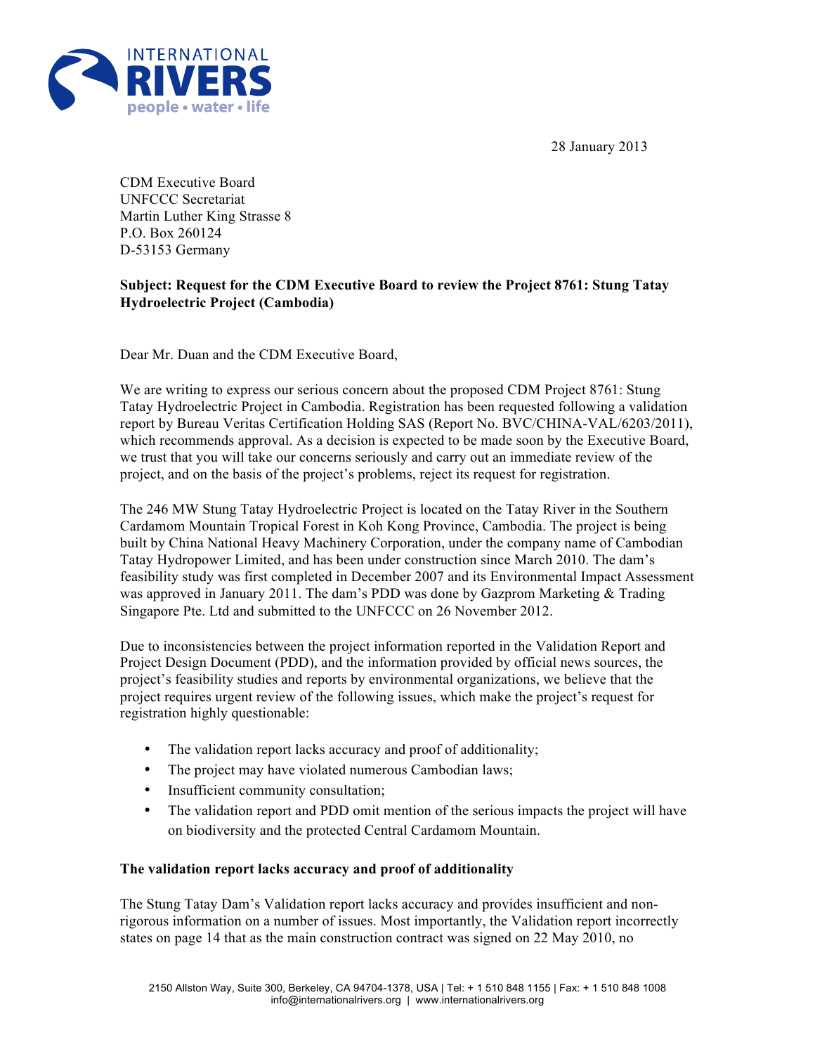28 January 2013

CDM Executive Board
UNFCCC Secretariat
Martin Luther King Strasse 8
P.O. Box 260124
D-53153 Germany

**Subject: Request for the CDM Executive Board to review the Project 8761: Stung Tatay Hydroelectric Project (Cambodia)**

Dear Mr. Duan and the CDM Executive Board,

We are writing to express our serious concern about the proposed CDM Project 8761: Stung Tatay Hydroelectric Project in Cambodia. Registration has been requested following a validation report by Bureau Veritas Certification Holding SAS (Report No. BVC/CHINA-VAL/6203/2011), which recommends approval. As a decision is expected to be made soon by the Executive Board, we trust that you will take our concerns seriously and carry out an immediate review of the project, and on the basis of the project's problems, reject its request for registration.

The 246 MW Stung Tatay Hydroelectric Project is located on the Tatay River in the Southern Cardamom Mountain Tropical Forest in Koh Kong Province, Cambodia. The project is being built by China National Heavy Machinery Corporation, under the company name of Cambodian Tatay Hydropower Limited, and has been under construction since March 2010. The dam's feasibility study was first completed in December 2007 and its Environmental Impact Assessment was approved in January 2011. The dam's PDD was done by Gazprom Marketing & Trading Singapore Pte. Ltd and submitted to the UNFCCC on 26 November 2012.

Due to inconsistencies between the project information reported in the Validation Report and Project Design Document (PDD), and the information provided by official news sources, the project's feasibility studies and reports by environmental organizations, we believe that the project requires urgent review of the following issues, which make the project's request for registration highly questionable:

- The validation report lacks accuracy and proof of additionality;
- The project may have violated numerous Cambodian laws;
- Insufficient community consultation;
- The validation report and PDD omit mention of the serious impacts the project will have on biodiversity and the protected Central Cardamom Mountain.

**The validation report lacks accuracy and proof of additionality**

The Stung Tatay Dam's Validation report lacks accuracy and provides insufficient and non-rigorous information on a number of issues. Most importantly, the Validation report incorrectly states on page 14 that as the main construction contract was signed on 22 May 2010, no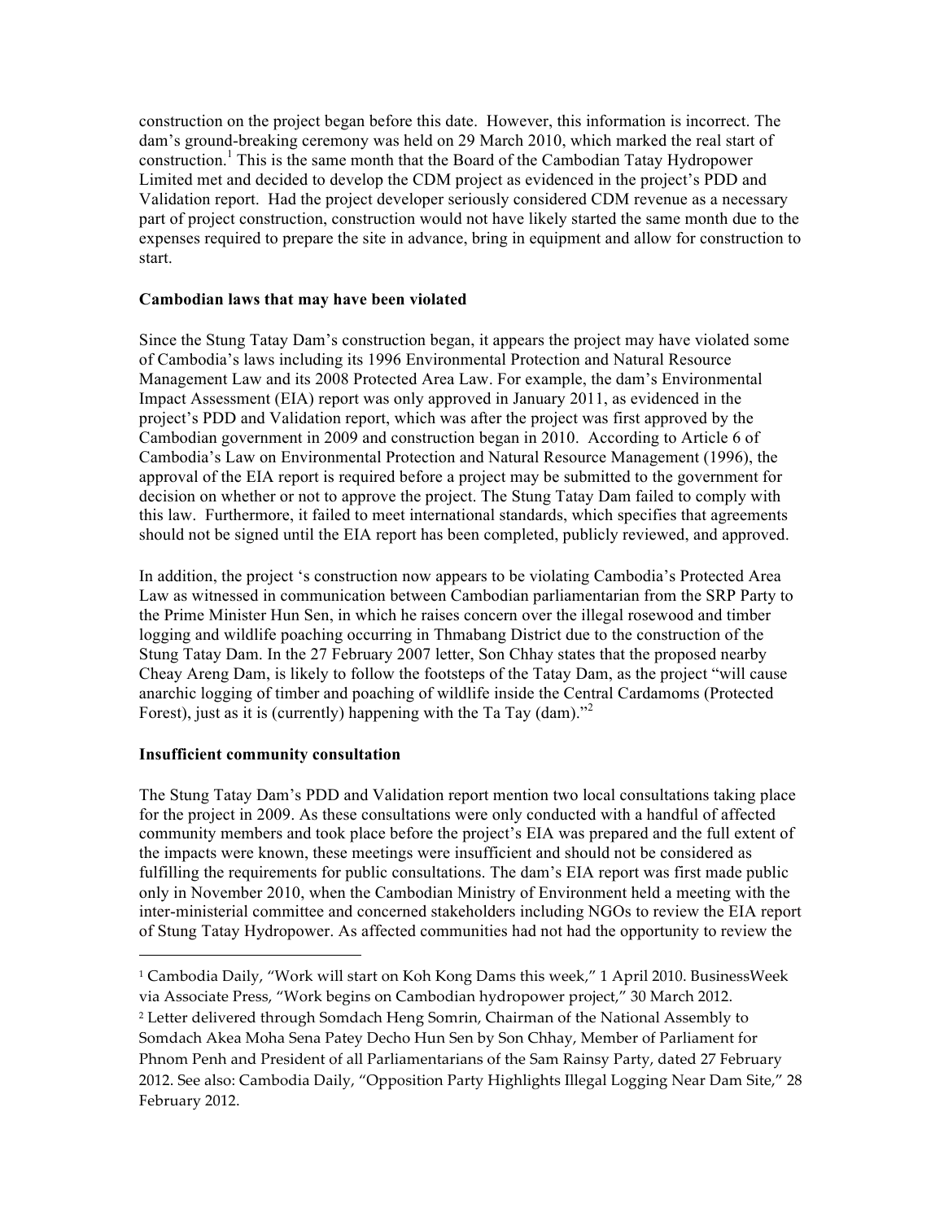construction on the project began before this date. However, this information is incorrect. The dam's ground-breaking ceremony was held on 29 March 2010, which marked the real start of construction.[1] This is the same month that the Board of the Cambodian Tatay Hydropower Limited met and decided to develop the CDM project as evidenced in the project's PDD and Validation report. Had the project developer seriously considered CDM revenue as a necessary part of project construction, construction would not have likely started the same month due to the expenses required to prepare the site in advance, bring in equipment and allow for construction to start.

**Cambodian laws that may have been violated**

Since the Stung Tatay Dam's construction began, it appears the project may have violated some of Cambodia's laws including its 1996 Environmental Protection and Natural Resource Management Law and its 2008 Protected Area Law. For example, the dam's Environmental Impact Assessment (EIA) report was only approved in January 2011, as evidenced in the project's PDD and Validation report, which was after the project was first approved by the Cambodian government in 2009 and construction began in 2010. According to Article 6 of Cambodia's Law on Environmental Protection and Natural Resource Management (1996), the approval of the EIA report is required before a project may be submitted to the government for decision on whether or not to approve the project. The Stung Tatay Dam failed to comply with this law. Furthermore, it failed to meet international standards, which specifies that agreements should not be signed until the EIA report has been completed, publicly reviewed, and approved.

In addition, the project 's construction now appears to be violating Cambodia's Protected Area Law as witnessed in communication between Cambodian parliamentarian from the SRP Party to the Prime Minister Hun Sen, in which he raises concern over the illegal rosewood and timber logging and wildlife poaching occurring in Thmabang District due to the construction of the Stung Tatay Dam. In the 27 February 2007 letter, Son Chhay states that the proposed nearby Cheay Areng Dam, is likely to follow the footsteps of the Tatay Dam, as the project "will cause anarchic logging of timber and poaching of wildlife inside the Central Cardamoms (Protected Forest), just as it is (currently) happening with the Ta Tay (dam)."[2]

**Insufficient community consultation**

The Stung Tatay Dam's PDD and Validation report mention two local consultations taking place for the project in 2009. As these consultations were only conducted with a handful of affected community members and took place before the project's EIA was prepared and the full extent of the impacts were known, these meetings were insufficient and should not be considered as fulfilling the requirements for public consultations. The dam's EIA report was first made public only in November 2010, when the Cambodian Ministry of Environment held a meeting with the inter-ministerial committee and concerned stakeholders including NGOs to review the EIA report of Stung Tatay Hydropower. As affected communities had not had the opportunity to review the

---

[1] Cambodia Daily, "Work will start on Koh Kong Dams this week," 1 April 2010. BusinessWeek via Associate Press, "Work begins on Cambodian hydropower project," 30 March 2012.

[2] Letter delivered through Somdach Heng Somrin, Chairman of the National Assembly to Somdach Akea Moha Sena Patey Decho Hun Sen by Son Chhay, Member of Parliament for Phnom Penh and President of all Parliamentarians of the Sam Rainsy Party, dated 27 February 2012. See also: Cambodia Daily, "Opposition Party Highlights Illegal Logging Near Dam Site," 28 February 2012.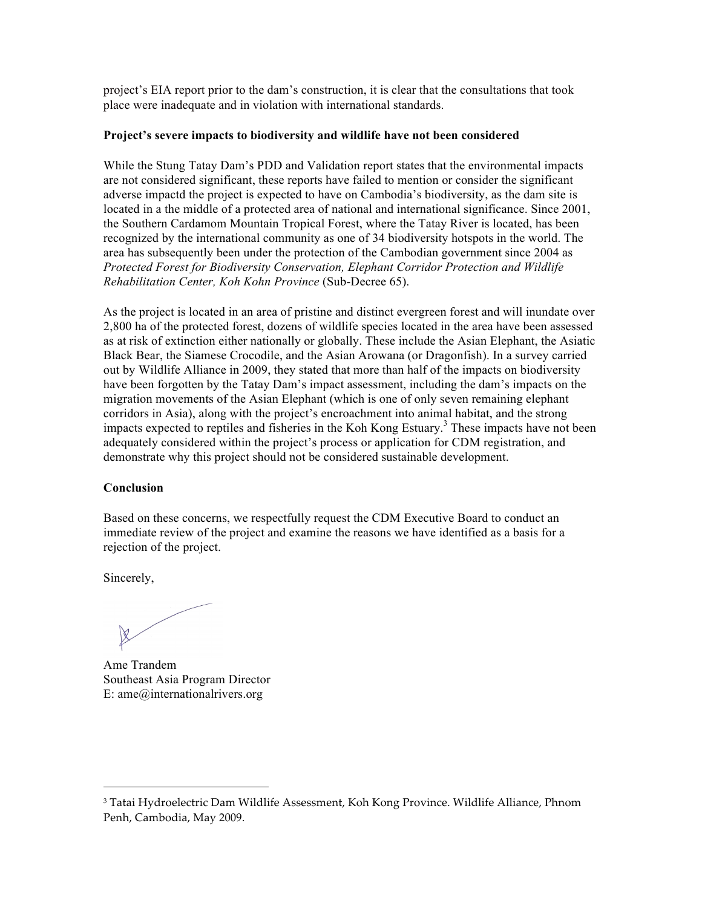project's EIA report prior to the dam's construction, it is clear that the consultations that took place were inadequate and in violation with international standards.

**Project's severe impacts to biodiversity and wildlife have not been considered**

While the Stung Tatay Dam's PDD and Validation report states that the environmental impacts are not considered significant, these reports have failed to mention or consider the significant adverse impactd the project is expected to have on Cambodia's biodiversity, as the dam site is located in a the middle of a protected area of national and international significance. Since 2001, the Southern Cardamom Mountain Tropical Forest, where the Tatay River is located, has been recognized by the international community as one of 34 biodiversity hotspots in the world. The area has subsequently been under the protection of the Cambodian government since 2004 as *Protected Forest for Biodiversity Conservation, Elephant Corridor Protection and Wildlife Rehabilitation Center, Koh Kohn Province* (Sub-Decree 65).

As the project is located in an area of pristine and distinct evergreen forest and will inundate over 2,800 ha of the protected forest, dozens of wildlife species located in the area have been assessed as at risk of extinction either nationally or globally. These include the Asian Elephant, the Asiatic Black Bear, the Siamese Crocodile, and the Asian Arowana (or Dragonfish). In a survey carried out by Wildlife Alliance in 2009, they stated that more than half of the impacts on biodiversity have been forgotten by the Tatay Dam's impact assessment, including the dam's impacts on the migration movements of the Asian Elephant (which is one of only seven remaining elephant corridors in Asia), along with the project's encroachment into animal habitat, and the strong impacts expected to reptiles and fisheries in the Koh Kong Estuary.[3] These impacts have not been adequately considered within the project's process or application for CDM registration, and demonstrate why this project should not be considered sustainable development.

**Conclusion**

Based on these concerns, we respectfully request the CDM Executive Board to conduct an immediate review of the project and examine the reasons we have identified as a basis for a rejection of the project.

Sincerely,

Ame Trandem
Southeast Asia Program Director
E: ame@internationalrivers.org

---

[3] Tatai Hydroelectric Dam Wildlife Assessment, Koh Kong Province. Wildlife Alliance, Phnom Penh, Cambodia, May 2009.